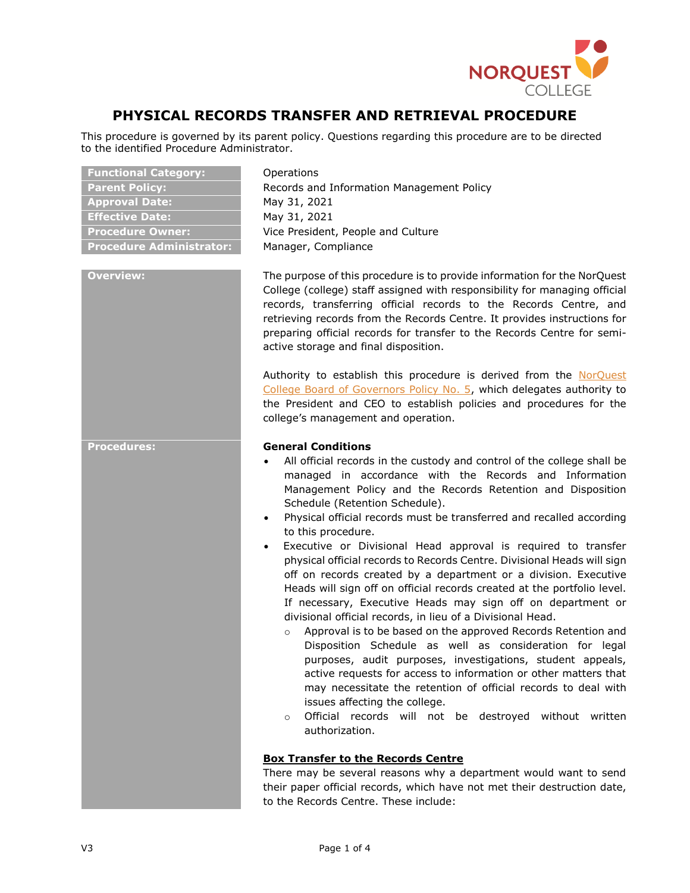# PHYSICAL RECORDS TRANSFER AND RETRIEVAL PROCEDURE

This procedure is governed by its parent policy. Questions regarding this procedure are to be directed to the identified Procedure Administrator.

| | |
|---|---|
| **Functional Category:** | Operations |
| **Parent Policy:** | Records and Information Management Policy |
| **Approval Date:** | May 31, 2021 |
| **Effective Date:** | May 31, 2021 |
| **Procedure Owner:** | Vice President, People and Culture |
| **Procedure Administrator:** | Manager, Compliance |

## Overview:

The purpose of this procedure is to provide information for the NorQuest College (college) staff assigned with responsibility for managing official records, transferring official records to the Records Centre, and retrieving records from the Records Centre. It provides instructions for preparing official records for transfer to the Records Centre for semi-active storage and final disposition.

Authority to establish this procedure is derived from the NorQuest College Board of Governors Policy No. 5, which delegates authority to the President and CEO to establish policies and procedures for the college's management and operation.

## Procedures:

**General Conditions**

- All official records in the custody and control of the college shall be managed in accordance with the Records and Information Management Policy and the Records Retention and Disposition Schedule (Retention Schedule).
- Physical official records must be transferred and recalled according to this procedure.
- Executive or Divisional Head approval is required to transfer physical official records to Records Centre. Divisional Heads will sign off on records created by a department or a division. Executive Heads will sign off on official records created at the portfolio level. If necessary, Executive Heads may sign off on department or divisional official records, in lieu of a Divisional Head.
  - Approval is to be based on the approved Records Retention and Disposition Schedule as well as consideration for legal purposes, audit purposes, investigations, student appeals, active requests for access to information or other matters that may necessitate the retention of official records to deal with issues affecting the college.
  - Official records will not be destroyed without written authorization.

**Box Transfer to the Records Centre**

There may be several reasons why a department would want to send their paper official records, which have not met their destruction date, to the Records Centre. These include: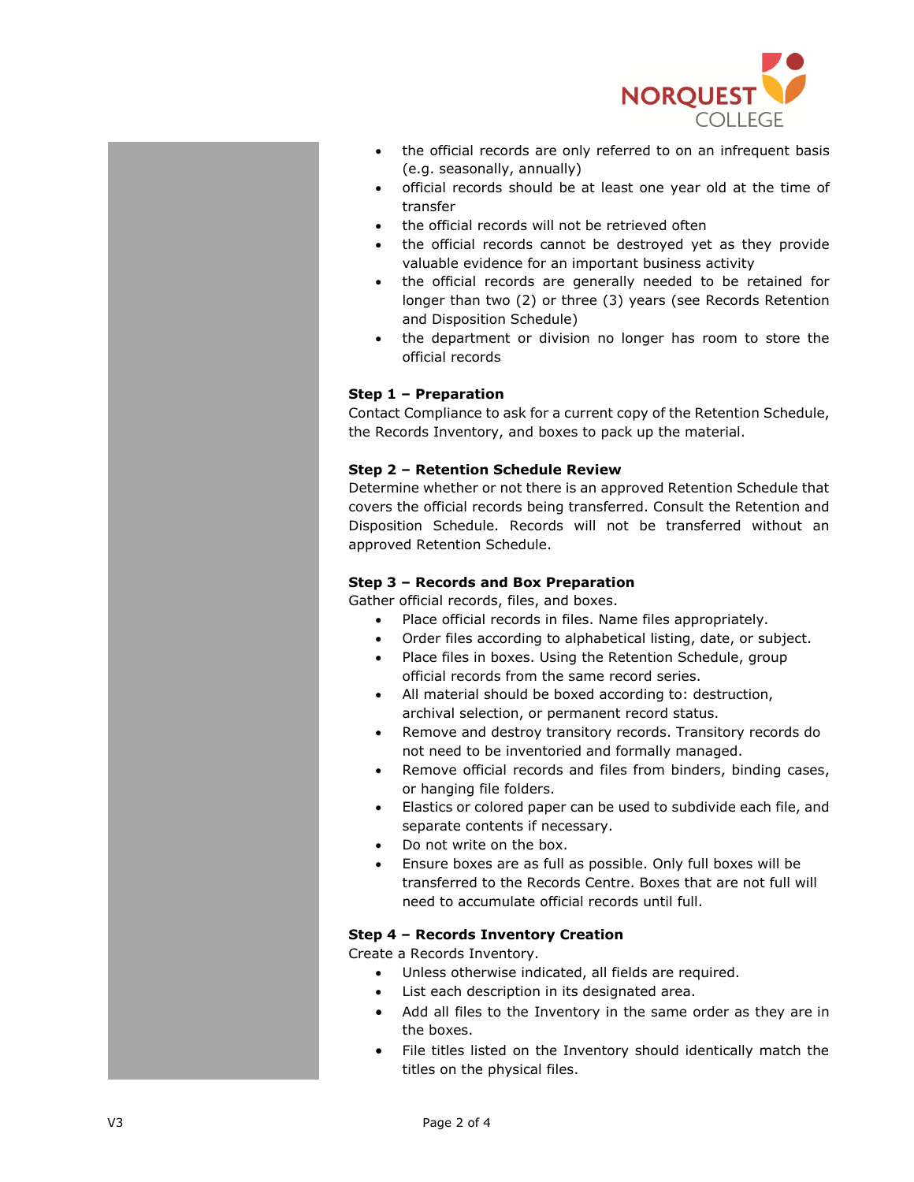- the official records are only referred to on an infrequent basis (e.g. seasonally, annually)
- official records should be at least one year old at the time of transfer
- the official records will not be retrieved often
- the official records cannot be destroyed yet as they provide valuable evidence for an important business activity
- the official records are generally needed to be retained for longer than two (2) or three (3) years (see Records Retention and Disposition Schedule)
- the department or division no longer has room to store the official records

**Step 1 – Preparation**

Contact Compliance to ask for a current copy of the Retention Schedule, the Records Inventory, and boxes to pack up the material.

**Step 2 – Retention Schedule Review**

Determine whether or not there is an approved Retention Schedule that covers the official records being transferred. Consult the Retention and Disposition Schedule. Records will not be transferred without an approved Retention Schedule.

**Step 3 – Records and Box Preparation**

Gather official records, files, and boxes.

- Place official records in files. Name files appropriately.
- Order files according to alphabetical listing, date, or subject.
- Place files in boxes. Using the Retention Schedule, group official records from the same record series.
- All material should be boxed according to: destruction, archival selection, or permanent record status.
- Remove and destroy transitory records. Transitory records do not need to be inventoried and formally managed.
- Remove official records and files from binders, binding cases, or hanging file folders.
- Elastics or colored paper can be used to subdivide each file, and separate contents if necessary.
- Do not write on the box.
- Ensure boxes are as full as possible. Only full boxes will be transferred to the Records Centre. Boxes that are not full will need to accumulate official records until full.

**Step 4 – Records Inventory Creation**

Create a Records Inventory.

- Unless otherwise indicated, all fields are required.
- List each description in its designated area.
- Add all files to the Inventory in the same order as they are in the boxes.
- File titles listed on the Inventory should identically match the titles on the physical files.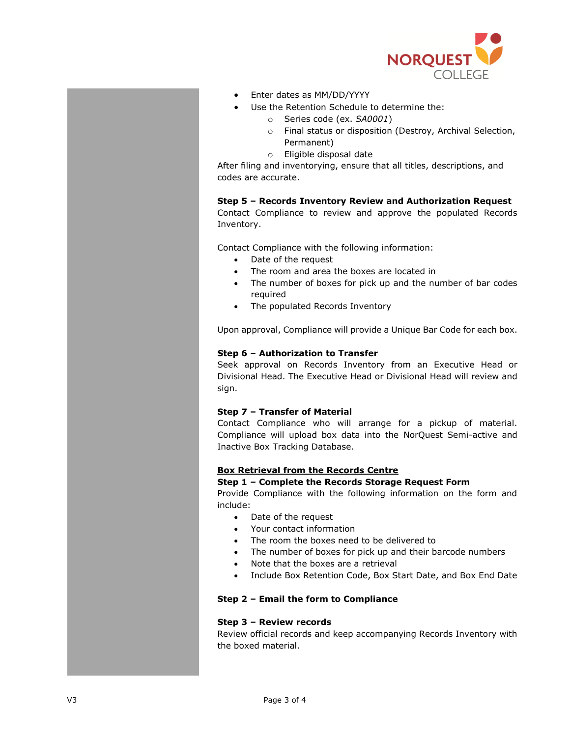- Enter dates as MM/DD/YYYY
- Use the Retention Schedule to determine the:
    - Series code (ex. *SA0001*)
    - Final status or disposition (Destroy, Archival Selection, Permanent)
    - Eligible disposal date

After filing and inventorying, ensure that all titles, descriptions, and codes are accurate.

**Step 5 – Records Inventory Review and Authorization Request**
Contact Compliance to review and approve the populated Records Inventory.

Contact Compliance with the following information:

- Date of the request
- The room and area the boxes are located in
- The number of boxes for pick up and the number of bar codes required
- The populated Records Inventory

Upon approval, Compliance will provide a Unique Bar Code for each box.

**Step 6 – Authorization to Transfer**
Seek approval on Records Inventory from an Executive Head or Divisional Head. The Executive Head or Divisional Head will review and sign.

**Step 7 – Transfer of Material**
Contact Compliance who will arrange for a pickup of material. Compliance will upload box data into the NorQuest Semi-active and Inactive Box Tracking Database.

**Box Retrieval from the Records Centre**

**Step 1 – Complete the Records Storage Request Form**
Provide Compliance with the following information on the form and include:

- Date of the request
- Your contact information
- The room the boxes need to be delivered to
- The number of boxes for pick up and their barcode numbers
- Note that the boxes are a retrieval
- Include Box Retention Code, Box Start Date, and Box End Date

**Step 2 – Email the form to Compliance**

**Step 3 – Review records**
Review official records and keep accompanying Records Inventory with the boxed material.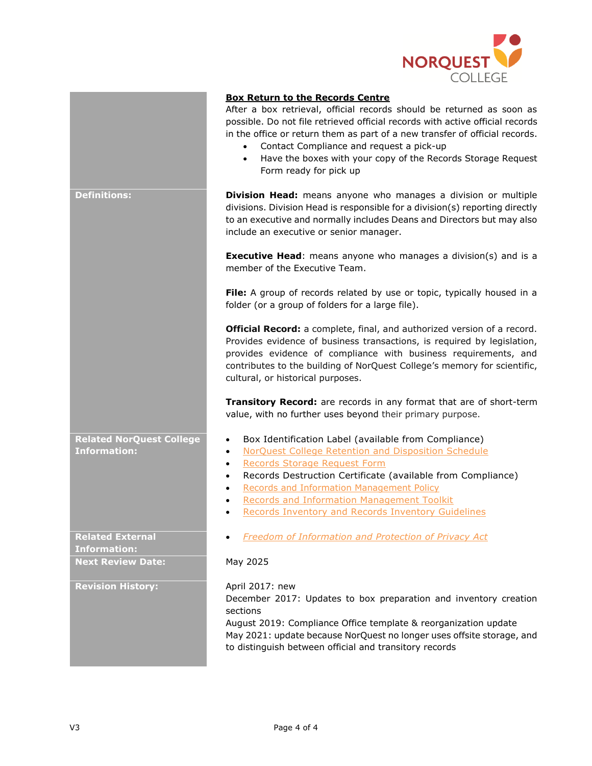**Box Return to the Records Centre**

After a box retrieval, official records should be returned as soon as possible. Do not file retrieved official records with active official records in the office or return them as part of a new transfer of official records.

- Contact Compliance and request a pick-up
- Have the boxes with your copy of the Records Storage Request Form ready for pick up

**Definitions:**

**Division Head:** means anyone who manages a division or multiple divisions. Division Head is responsible for a division(s) reporting directly to an executive and normally includes Deans and Directors but may also include an executive or senior manager.

**Executive Head**: means anyone who manages a division(s) and is a member of the Executive Team.

**File:** A group of records related by use or topic, typically housed in a folder (or a group of folders for a large file).

**Official Record:** a complete, final, and authorized version of a record. Provides evidence of business transactions, is required by legislation, provides evidence of compliance with business requirements, and contributes to the building of NorQuest College's memory for scientific, cultural, or historical purposes.

**Transitory Record:** are records in any format that are of short-term value, with no further uses beyond their primary purpose.

**Related NorQuest College Information:**

- Box Identification Label (available from Compliance)
- NorQuest College Retention and Disposition Schedule
- Records Storage Request Form
- Records Destruction Certificate (available from Compliance)
- Records and Information Management Policy
- Records and Information Management Toolkit
- Records Inventory and Records Inventory Guidelines

**Related External Information:**

- *Freedom of Information and Protection of Privacy Act*

**Next Review Date:** May 2025

**Revision History:**

April 2017: new
December 2017: Updates to box preparation and inventory creation sections
August 2019: Compliance Office template & reorganization update
May 2021: update because NorQuest no longer uses offsite storage, and to distinguish between official and transitory records